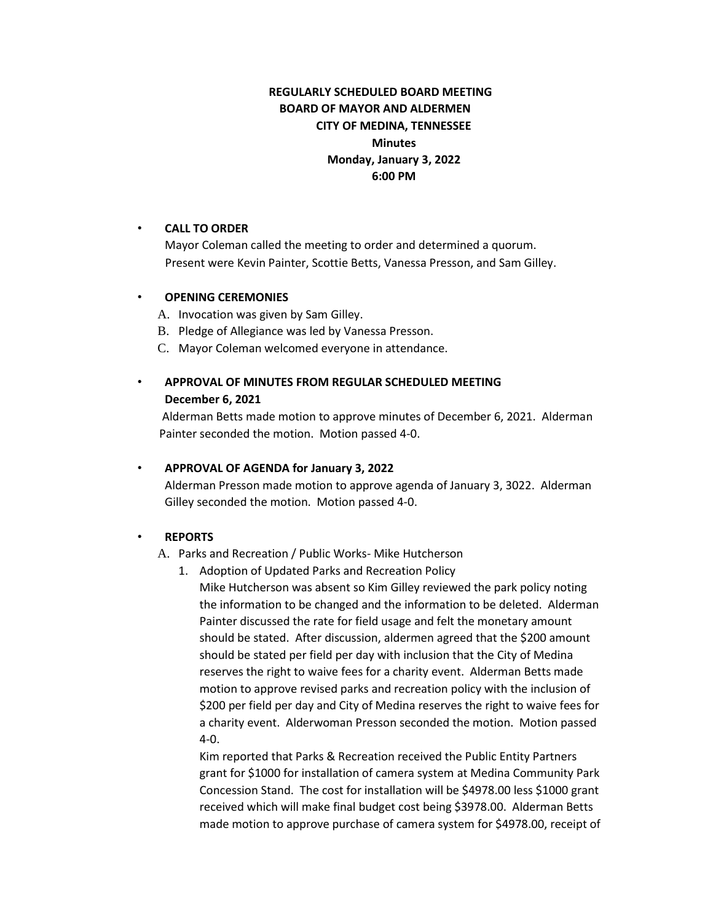**REGULARLY SCHEDULED BOARD MEETING**
**BOARD OF MAYOR AND ALDERMEN**
**CITY OF MEDINA, TENNESSEE**
**Minutes**
**Monday, January 3, 2022**
**6:00 PM**

- **CALL TO ORDER**
  Mayor Coleman called the meeting to order and determined a quorum.
  Present were Kevin Painter, Scottie Betts, Vanessa Presson, and Sam Gilley.

- **OPENING CEREMONIES**
  A. Invocation was given by Sam Gilley.
  B. Pledge of Allegiance was led by Vanessa Presson.
  C. Mayor Coleman welcomed everyone in attendance.

- **APPROVAL OF MINUTES FROM REGULAR SCHEDULED MEETING December 6, 2021**
  Alderman Betts made motion to approve minutes of December 6, 2021. Alderman Painter seconded the motion. Motion passed 4-0.

- **APPROVAL OF AGENDA for January 3, 2022**
  Alderman Presson made motion to approve agenda of January 3, 3022. Alderman Gilley seconded the motion. Motion passed 4-0.

- **REPORTS**
  A. Parks and Recreation / Public Works- Mike Hutcherson
     1. Adoption of Updated Parks and Recreation Policy
        Mike Hutcherson was absent so Kim Gilley reviewed the park policy noting the information to be changed and the information to be deleted. Alderman Painter discussed the rate for field usage and felt the monetary amount should be stated. After discussion, aldermen agreed that the $200 amount should be stated per field per day with inclusion that the City of Medina reserves the right to waive fees for a charity event. Alderman Betts made motion to approve revised parks and recreation policy with the inclusion of $200 per field per day and City of Medina reserves the right to waive fees for a charity event. Alderwoman Presson seconded the motion. Motion passed 4-0.
        Kim reported that Parks & Recreation received the Public Entity Partners grant for $1000 for installation of camera system at Medina Community Park Concession Stand. The cost for installation will be $4978.00 less $1000 grant received which will make final budget cost being $3978.00. Alderman Betts made motion to approve purchase of camera system for $4978.00, receipt of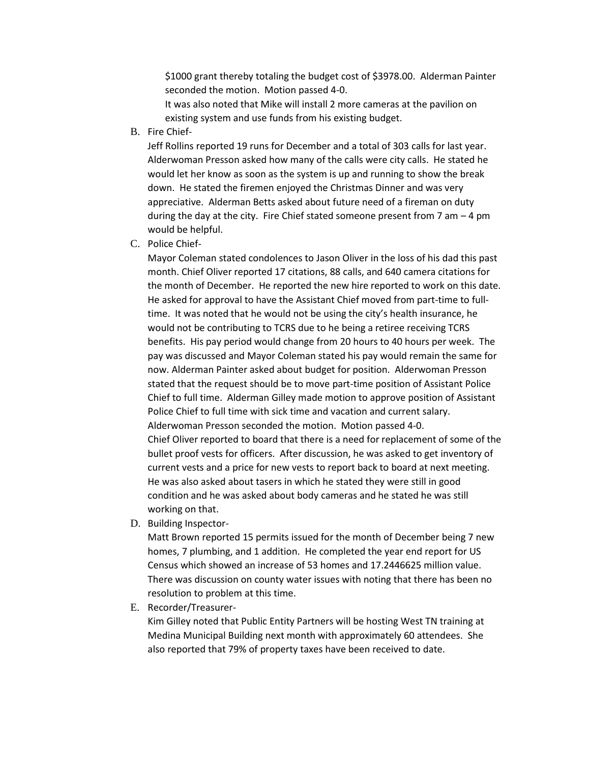$1000 grant thereby totaling the budget cost of $3978.00. Alderman Painter seconded the motion. Motion passed 4-0.

It was also noted that Mike will install 2 more cameras at the pavilion on existing system and use funds from his existing budget.

B. Fire Chief-

Jeff Rollins reported 19 runs for December and a total of 303 calls for last year. Alderwoman Presson asked how many of the calls were city calls. He stated he would let her know as soon as the system is up and running to show the break down. He stated the firemen enjoyed the Christmas Dinner and was very appreciative. Alderman Betts asked about future need of a fireman on duty during the day at the city. Fire Chief stated someone present from 7 am – 4 pm would be helpful.

C. Police Chief-

Mayor Coleman stated condolences to Jason Oliver in the loss of his dad this past month. Chief Oliver reported 17 citations, 88 calls, and 640 camera citations for the month of December. He reported the new hire reported to work on this date. He asked for approval to have the Assistant Chief moved from part-time to full-time. It was noted that he would not be using the city's health insurance, he would not be contributing to TCRS due to he being a retiree receiving TCRS benefits. His pay period would change from 20 hours to 40 hours per week. The pay was discussed and Mayor Coleman stated his pay would remain the same for now. Alderman Painter asked about budget for position. Alderwoman Presson stated that the request should be to move part-time position of Assistant Police Chief to full time. Alderman Gilley made motion to approve position of Assistant Police Chief to full time with sick time and vacation and current salary. Alderwoman Presson seconded the motion. Motion passed 4-0.

Chief Oliver reported to board that there is a need for replacement of some of the bullet proof vests for officers. After discussion, he was asked to get inventory of current vests and a price for new vests to report back to board at next meeting. He was also asked about tasers in which he stated they were still in good condition and he was asked about body cameras and he stated he was still working on that.

D. Building Inspector-

Matt Brown reported 15 permits issued for the month of December being 7 new homes, 7 plumbing, and 1 addition. He completed the year end report for US Census which showed an increase of 53 homes and 17.2446625 million value. There was discussion on county water issues with noting that there has been no resolution to problem at this time.

E. Recorder/Treasurer-

Kim Gilley noted that Public Entity Partners will be hosting West TN training at Medina Municipal Building next month with approximately 60 attendees. She also reported that 79% of property taxes have been received to date.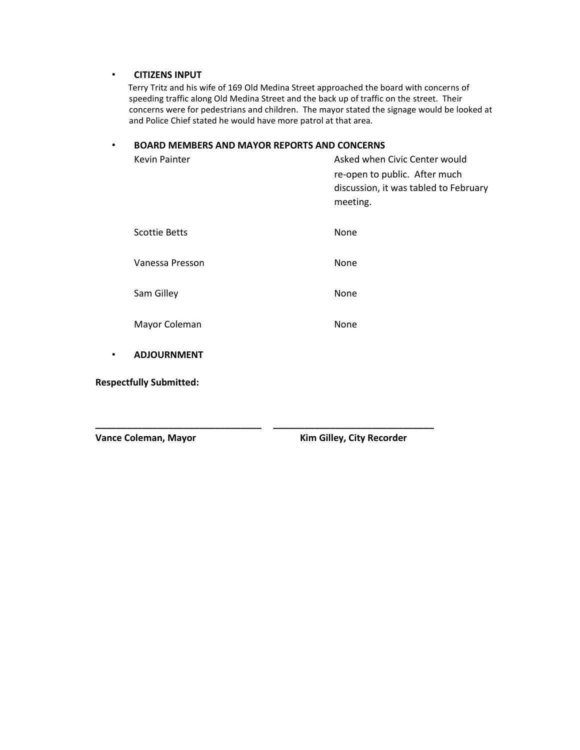- **CITIZENS INPUT**

  Terry Tritz and his wife of 169 Old Medina Street approached the board with concerns of speeding traffic along Old Medina Street and the back up of traffic on the street. Their concerns were for pedestrians and children. The mayor stated the signage would be looked at and Police Chief stated he would have more patrol at that area.

- **BOARD MEMBERS AND MAYOR REPORTS AND CONCERNS**

| | |
|---|---|
| Kevin Painter | Asked when Civic Center would re-open to public. After much discussion, it was tabled to February meeting. |
| Scottie Betts | None |
| Vanessa Presson | None |
| Sam Gilley | None |
| Mayor Coleman | None |

- **ADJOURNMENT**

**Respectfully Submitted:**

______________________________ ______________________________

**Vance Coleman, Mayor** **Kim Gilley, City Recorder**